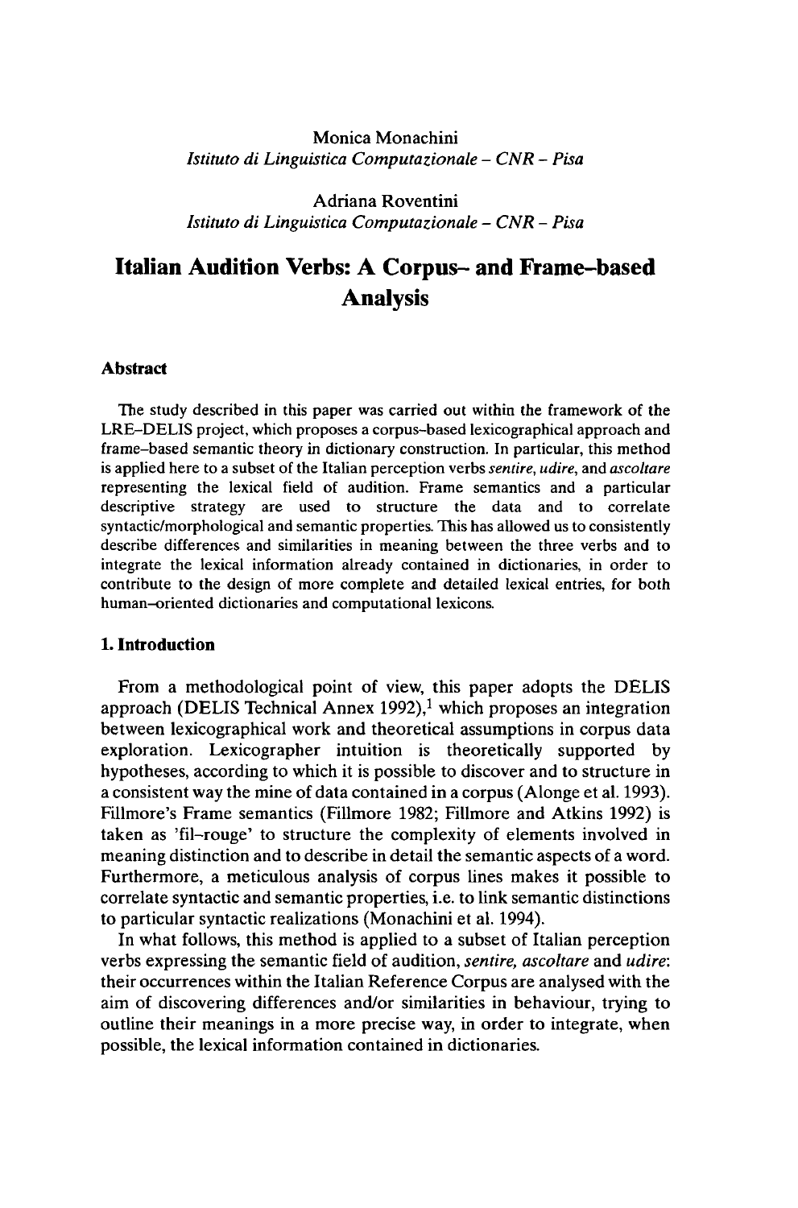Monica Monachini
*Istituto di Linguistica Computazionale – CNR – Pisa*

Adriana Roventini
*Istituto di Linguistica Computazionale – CNR – Pisa*

# Italian Audition Verbs: A Corpus– and Frame–based Analysis

## Abstract

The study described in this paper was carried out within the framework of the LRE–DELIS project, which proposes a corpus–based lexicographical approach and frame–based semantic theory in dictionary construction. In particular, this method is applied here to a subset of the Italian perception verbs *sentire, udire,* and *ascoltare* representing the lexical field of audition. Frame semantics and a particular descriptive strategy are used to structure the data and to correlate syntactic/morphological and semantic properties. This has allowed us to consistently describe differences and similarities in meaning between the three verbs and to integrate the lexical information already contained in dictionaries, in order to contribute to the design of more complete and detailed lexical entries, for both human–oriented dictionaries and computational lexicons.

## 1. Introduction

From a methodological point of view, this paper adopts the DELIS approach (DELIS Technical Annex 1992),[1] which proposes an integration between lexicographical work and theoretical assumptions in corpus data exploration. Lexicographer intuition is theoretically supported by hypotheses, according to which it is possible to discover and to structure in a consistent way the mine of data contained in a corpus (Alonge et al. 1993). Fillmore's Frame semantics (Fillmore 1982; Fillmore and Atkins 1992) is taken as 'fil–rouge' to structure the complexity of elements involved in meaning distinction and to describe in detail the semantic aspects of a word. Furthermore, a meticulous analysis of corpus lines makes it possible to correlate syntactic and semantic properties, i.e. to link semantic distinctions to particular syntactic realizations (Monachini et al. 1994).

In what follows, this method is applied to a subset of Italian perception verbs expressing the semantic field of audition, *sentire, ascoltare* and *udire*: their occurrences within the Italian Reference Corpus are analysed with the aim of discovering differences and/or similarities in behaviour, trying to outline their meanings in a more precise way, in order to integrate, when possible, the lexical information contained in dictionaries.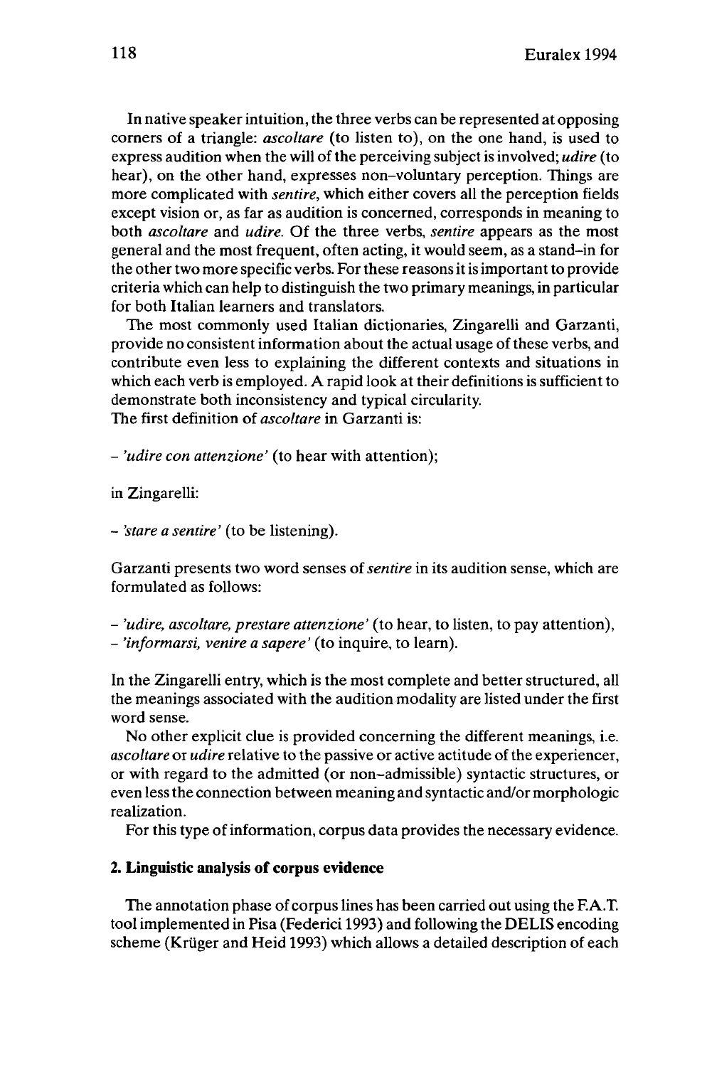In native speaker intuition, the three verbs can be represented at opposing corners of a triangle: *ascoltare* (to listen to), on the one hand, is used to express audition when the will of the perceiving subject is involved; *udire* (to hear), on the other hand, expresses non-voluntary perception. Things are more complicated with *sentire*, which either covers all the perception fields except vision or, as far as audition is concerned, corresponds in meaning to both *ascoltare* and *udire*. Of the three verbs, *sentire* appears as the most general and the most frequent, often acting, it would seem, as a stand-in for the other two more specific verbs. For these reasons it is important to provide criteria which can help to distinguish the two primary meanings, in particular for both Italian learners and translators.

The most commonly used Italian dictionaries, Zingarelli and Garzanti, provide no consistent information about the actual usage of these verbs, and contribute even less to explaining the different contexts and situations in which each verb is employed. A rapid look at their definitions is sufficient to demonstrate both inconsistency and typical circularity.
The first definition of *ascoltare* in Garzanti is:

- *'udire con attenzione'* (to hear with attention);

in Zingarelli:

- *'stare a sentire'* (to be listening).

Garzanti presents two word senses of *sentire* in its audition sense, which are formulated as follows:

- *'udire, ascoltare, prestare attenzione'* (to hear, to listen, to pay attention),
- *'informarsi, venire a sapere'* (to inquire, to learn).

In the Zingarelli entry, which is the most complete and better structured, all the meanings associated with the audition modality are listed under the first word sense.

No other explicit clue is provided concerning the different meanings, i.e. *ascoltare* or *udire* relative to the passive or active actitude of the experiencer, or with regard to the admitted (or non-admissible) syntactic structures, or even less the connection between meaning and syntactic and/or morphologic realization.

For this type of information, corpus data provides the necessary evidence.

## 2. Linguistic analysis of corpus evidence

The annotation phase of corpus lines has been carried out using the F.A.T. tool implemented in Pisa (Federici 1993) and following the DELIS encoding scheme (Krüger and Heid 1993) which allows a detailed description of each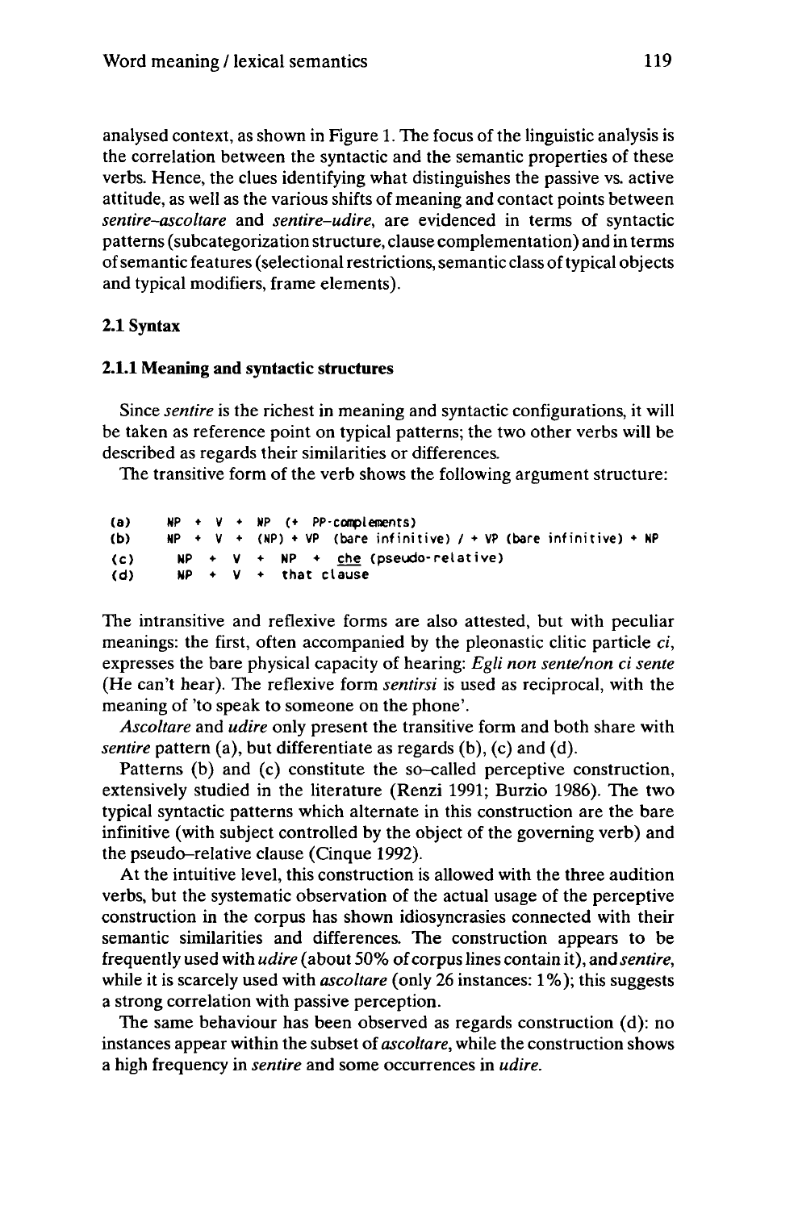analysed context, as shown in Figure 1. The focus of the linguistic analysis is the correlation between the syntactic and the semantic properties of these verbs. Hence, the clues identifying what distinguishes the passive vs. active attitude, as well as the various shifts of meaning and contact points between *sentire–ascoltare* and *sentire–udire*, are evidenced in terms of syntactic patterns (subcategorization structure, clause complementation) and in terms of semantic features (selectional restrictions, semantic class of typical objects and typical modifiers, frame elements).

### 2.1 Syntax

#### 2.1.1 Meaning and syntactic structures

Since *sentire* is the richest in meaning and syntactic configurations, it will be taken as reference point on typical patterns; the two other verbs will be described as regards their similarities or differences.

The transitive form of the verb shows the following argument structure:

```
(a)    NP + V + NP (+ PP-complements)
(b)    NP + V + (NP) + VP (bare infinitive) / + VP (bare infinitive) + NP
(c)    NP + V + NP + che (pseudo-relative)
(d)    NP + V + that clause
```

The intransitive and reflexive forms are also attested, but with peculiar meanings: the first, often accompanied by the pleonastic clitic particle *ci*, expresses the bare physical capacity of hearing: *Egli non sente/non ci sente* (He can't hear). The reflexive form *sentirsi* is used as reciprocal, with the meaning of 'to speak to someone on the phone'.

*Ascoltare* and *udire* only present the transitive form and both share with *sentire* pattern (a), but differentiate as regards (b), (c) and (d).

Patterns (b) and (c) constitute the so-called perceptive construction, extensively studied in the literature (Renzi 1991; Burzio 1986). The two typical syntactic patterns which alternate in this construction are the bare infinitive (with subject controlled by the object of the governing verb) and the pseudo-relative clause (Cinque 1992).

At the intuitive level, this construction is allowed with the three audition verbs, but the systematic observation of the actual usage of the perceptive construction in the corpus has shown idiosyncrasies connected with their semantic similarities and differences. The construction appears to be frequently used with *udire* (about 50% of corpus lines contain it), and *sentire*, while it is scarcely used with *ascoltare* (only 26 instances: 1%); this suggests a strong correlation with passive perception.

The same behaviour has been observed as regards construction (d): no instances appear within the subset of *ascoltare*, while the construction shows a high frequency in *sentire* and some occurrences in *udire*.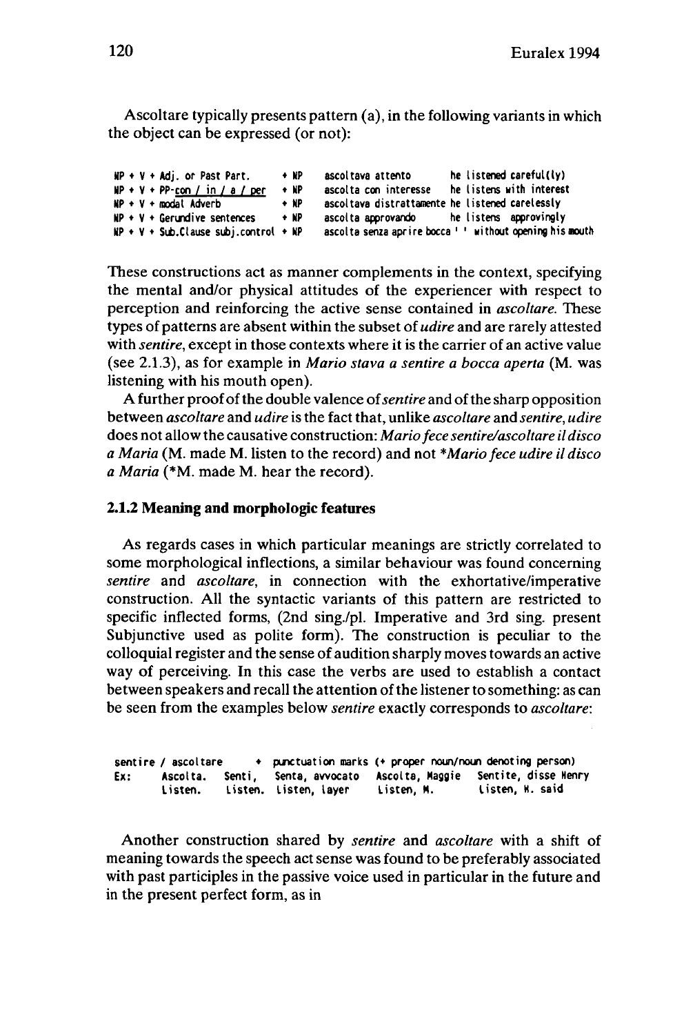Ascoltare typically presents pattern (a), in the following variants in which the object can be expressed (or not):

| | | | |
|---|---|---|---|
| NP + V + Adj. or Past Part. | + NP | ascoltava attento | he listened careful(ly) |
| NP + V + PP-con / in / a / per | + NP | ascolta con interesse | he listens with interest |
| NP + V + modal Adverb | + NP | ascoltava distrattamente | he listened carelessly |
| NP + V + Gerundive sentences | + NP | ascolta approvando | he listens approvingly |
| NP + V + Sub.Clause subj.control | + NP | ascolta senza aprire bocca | ' ' without opening his mouth |

These constructions act as manner complements in the context, specifying the mental and/or physical attitudes of the experiencer with respect to perception and reinforcing the active sense contained in *ascoltare.* These types of patterns are absent within the subset of *udire* and are rarely attested with *sentire*, except in those contexts where it is the carrier of an active value (see 2.1.3), as for example in *Mario stava a sentire a bocca aperta* (M. was listening with his mouth open).

A further proof of the double valence of *sentire* and of the sharp opposition between *ascoltare* and *udire* is the fact that, unlike *ascoltare* and *sentire*, *udire* does not allow the causative construction: *Mario fece sentire/ascoltare il disco a Maria* (M. made M. listen to the record) and not **Mario fece udire il disco a Maria* (*M. made M. hear the record).

### 2.1.2 Meaning and morphologic features

As regards cases in which particular meanings are strictly correlated to some morphological inflections, a similar behaviour was found concerning *sentire* and *ascoltare*, in connection with the exhortative/imperative construction. All the syntactic variants of this pattern are restricted to specific inflected forms, (2nd sing./pl. Imperative and 3rd sing. present Subjunctive used as polite form). The construction is peculiar to the colloquial register and the sense of audition sharply moves towards an active way of perceiving. In this case the verbs are used to establish a contact between speakers and recall the attention of the listener to something: as can be seen from the examples below *sentire* exactly corresponds to *ascoltare*:

sentire / ascoltare + punctuation marks (+ proper noun/noun denoting person)

| | | | | | |
|---|---|---|---|---|---|
| Ex: | Ascolta. | Senti, | Senta, avvocato | Ascolta, Maggie | Sentite, disse Henry |
| | Listen. | Listen. | Listen, layer | Listen, M. | Listen, H. said |

Another construction shared by *sentire* and *ascoltare* with a shift of meaning towards the speech act sense was found to be preferably associated with past participles in the passive voice used in particular in the future and in the present perfect form, as in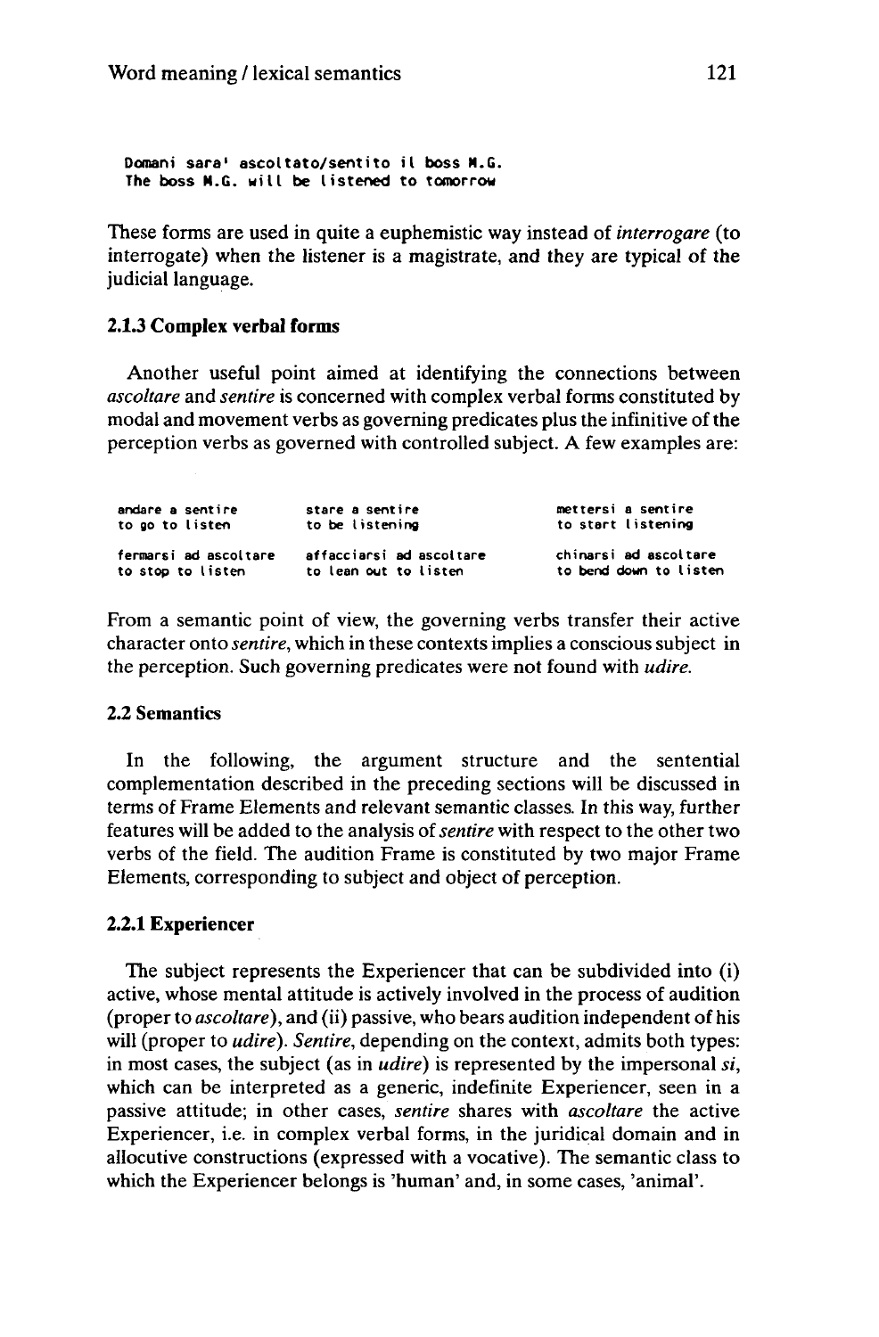```
Domani sara' ascoltato/sentito il boss M.G.
The boss M.G. will be listened to tomorrow
```

These forms are used in quite a euphemistic way instead of *interrogare* (to interrogate) when the listener is a magistrate, and they are typical of the judicial language.

### 2.1.3 Complex verbal forms

Another useful point aimed at identifying the connections between *ascoltare* and *sentire* is concerned with complex verbal forms constituted by modal and movement verbs as governing predicates plus the infinitive of the perception verbs as governed with controlled subject. A few examples are:

| | | |
|---|---|---|
| andare a sentire<br>to go to listen | stare a sentire<br>to be listening | mettersi a sentire<br>to start listening |
| fermarsi ad ascoltare<br>to stop to listen | affacciarsi ad ascoltare<br>to lean out to listen | chinarsi ad ascoltare<br>to bend down to listen |

From a semantic point of view, the governing verbs transfer their active character onto *sentire*, which in these contexts implies a conscious subject in the perception. Such governing predicates were not found with *udire*.

## 2.2 Semantics

In the following, the argument structure and the sentential complementation described in the preceding sections will be discussed in terms of Frame Elements and relevant semantic classes. In this way, further features will be added to the analysis of *sentire* with respect to the other two verbs of the field. The audition Frame is constituted by two major Frame Elements, corresponding to subject and object of perception.

### 2.2.1 Experiencer

The subject represents the Experiencer that can be subdivided into (i) active, whose mental attitude is actively involved in the process of audition (proper to *ascoltare*), and (ii) passive, who bears audition independent of his will (proper to *udire*). *Sentire*, depending on the context, admits both types: in most cases, the subject (as in *udire*) is represented by the impersonal *si*, which can be interpreted as a generic, indefinite Experiencer, seen in a passive attitude; in other cases, *sentire* shares with *ascoltare* the active Experiencer, i.e. in complex verbal forms, in the juridical domain and in allocutive constructions (expressed with a vocative). The semantic class to which the Experiencer belongs is 'human' and, in some cases, 'animal'.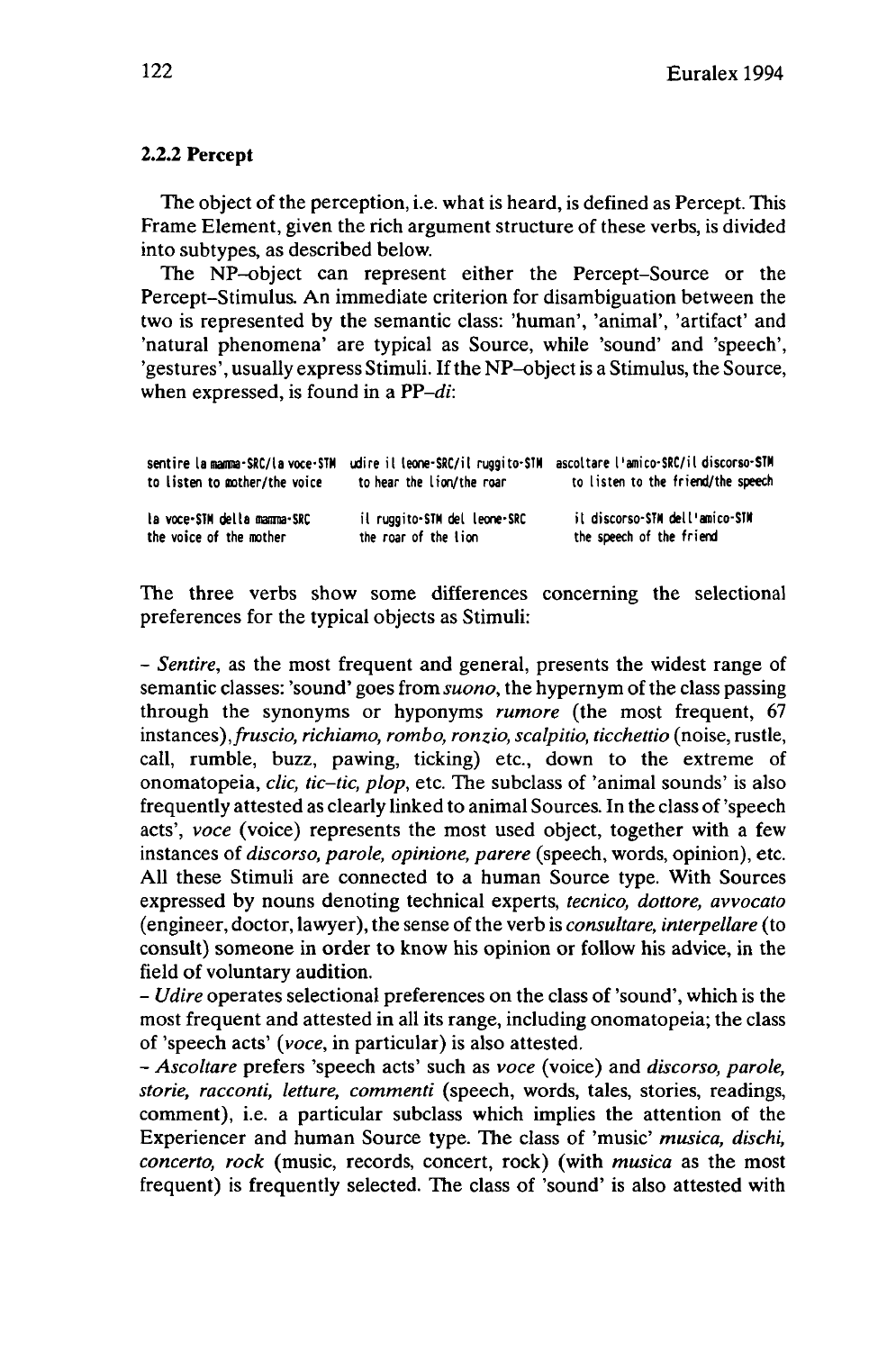### 2.2.2 Percept

The object of the perception, i.e. what is heard, is defined as Percept. This Frame Element, given the rich argument structure of these verbs, is divided into subtypes, as described below.

The NP–object can represent either the Percept–Source or the Percept–Stimulus. An immediate criterion for disambiguation between the two is represented by the semantic class: 'human', 'animal', 'artifact' and 'natural phenomena' are typical as Source, while 'sound' and 'speech', 'gestures', usually express Stimuli. If the NP–object is a Stimulus, the Source, when expressed, is found in a *PP–di*:

| | | |
|---|---|---|
| sentire la mamma-SRC/la voce-STM<br>to listen to mother/the voice | udire il leone-SRC/il ruggito-STM<br>to hear the lion/the roar | ascoltare l'amico-SRC/il discorso-STM<br>to listen to the friend/the speech |
| la voce-STM della mamma-SRC<br>the voice of the mother | il ruggito-STM del leone-SRC<br>the roar of the lion | il discorso-STM dell'amico-STM<br>the speech of the friend |

The three verbs show some differences concerning the selectional preferences for the typical objects as Stimuli:

- *Sentire*, as the most frequent and general, presents the widest range of semantic classes: 'sound' goes from *suono*, the hypernym of the class passing through the synonyms or hyponyms *rumore* (the most frequent, 67 instances), *fruscio, richiamo, rombo, ronzio, scalpitio, ticchettio* (noise, rustle, call, rumble, buzz, pawing, ticking) etc., down to the extreme of onomatopeia, *clic, tic–tic, plop*, etc. The subclass of 'animal sounds' is also frequently attested as clearly linked to animal Sources. In the class of 'speech acts', *voce* (voice) represents the most used object, together with a few instances of *discorso, parole, opinione, parere* (speech, words, opinion), etc. All these Stimuli are connected to a human Source type. With Sources expressed by nouns denoting technical experts, *tecnico, dottore, avvocato* (engineer, doctor, lawyer), the sense of the verb is *consultare, interpellare* (to consult) someone in order to know his opinion or follow his advice, in the field of voluntary audition.
- *Udire* operates selectional preferences on the class of 'sound', which is the most frequent and attested in all its range, including onomatopeia; the class of 'speech acts' (*voce*, in particular) is also attested.
- *Ascoltare* prefers 'speech acts' such as *voce* (voice) and *discorso, parole, storie, racconti, letture, commenti* (speech, words, tales, stories, readings, comment), i.e. a particular subclass which implies the attention of the Experiencer and human Source type. The class of 'music' *musica, dischi, concerto, rock* (music, records, concert, rock) (with *musica* as the most frequent) is frequently selected. The class of 'sound' is also attested with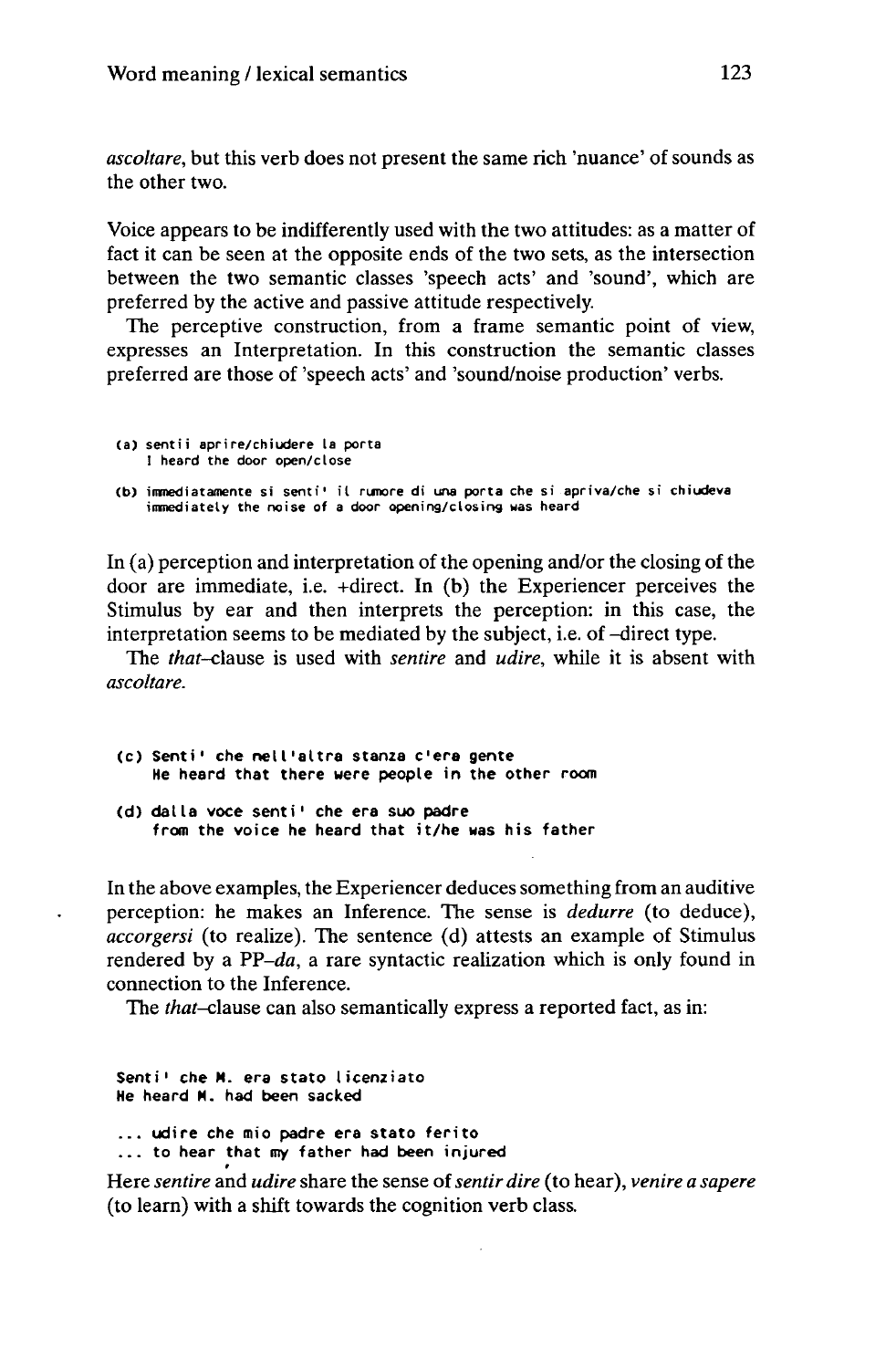*ascoltare*, but this verb does not present the same rich 'nuance' of sounds as the other two.

Voice appears to be indifferently used with the two attitudes: as a matter of fact it can be seen at the opposite ends of the two sets, as the intersection between the two semantic classes 'speech acts' and 'sound', which are preferred by the active and passive attitude respectively.

The perceptive construction, from a frame semantic point of view, expresses an Interpretation. In this construction the semantic classes preferred are those of 'speech acts' and 'sound/noise production' verbs.

```
(a) sentii aprire/chiudere la porta
    I heard the door open/close

(b) immediatamente si senti' il rumore di una porta che si apriva/che si chiudeva
    immediately the noise of a door opening/closing was heard
```

In (a) perception and interpretation of the opening and/or the closing of the door are immediate, i.e. +direct. In (b) the Experiencer perceives the Stimulus by ear and then interprets the perception: in this case, the interpretation seems to be mediated by the subject, i.e. of –direct type.

The *that*–clause is used with *sentire* and *udire*, while it is absent with *ascoltare*.

```
(c) Senti' che nell'altra stanza c'era gente
    He heard that there were people in the other room

(d) dalla voce senti' che era suo padre
    from the voice he heard that it/he was his father
```

In the above examples, the Experiencer deduces something from an auditive perception: he makes an Inference. The sense is *dedurre* (to deduce), *accorgersi* (to realize). The sentence (d) attests an example of Stimulus rendered by a PP–*da*, a rare syntactic realization which is only found in connection to the Inference.

The *that*–clause can also semantically express a reported fact, as in:

```
Senti' che M. era stato licenziato
He heard M. had been sacked

... udire che mio padre era stato ferito
... to hear that my father had been injured
```

Here *sentire* and *udire* share the sense of *sentir dire* (to hear), *venire a sapere* (to learn) with a shift towards the cognition verb class.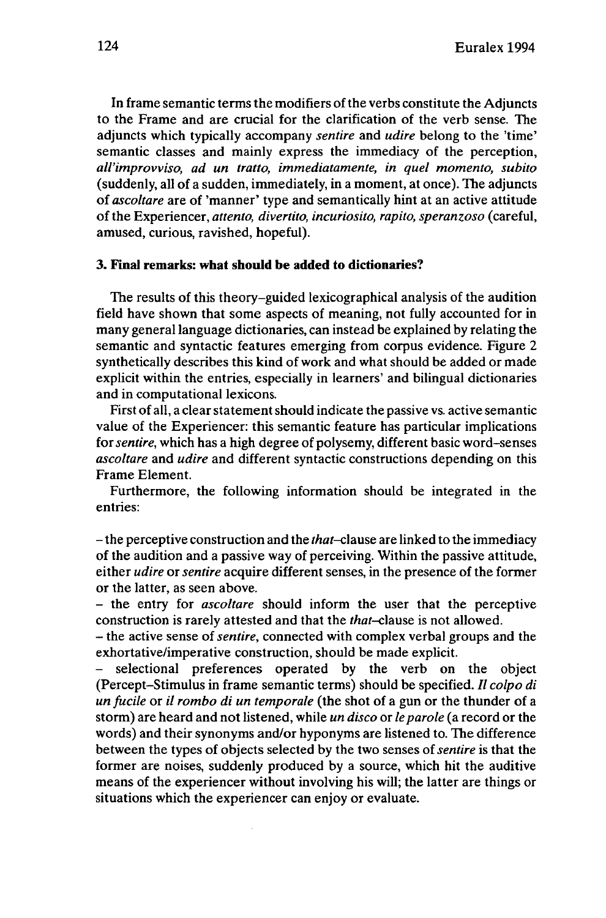In frame semantic terms the modifiers of the verbs constitute the Adjuncts to the Frame and are crucial for the clarification of the verb sense. The adjuncts which typically accompany *sentire* and *udire* belong to the 'time' semantic classes and mainly express the immediacy of the perception, *all'improvviso, ad un tratto, immediatamente, in quel momento, subito* (suddenly, all of a sudden, immediately, in a moment, at once). The adjuncts of *ascoltare* are of 'manner' type and semantically hint at an active attitude of the Experiencer, *attento, divertito, incuriosito, rapito, speranzoso* (careful, amused, curious, ravished, hopeful).

### 3. Final remarks: what should be added to dictionaries?

The results of this theory–guided lexicographical analysis of the audition field have shown that some aspects of meaning, not fully accounted for in many general language dictionaries, can instead be explained by relating the semantic and syntactic features emerging from corpus evidence. Figure 2 synthetically describes this kind of work and what should be added or made explicit within the entries, especially in learners' and bilingual dictionaries and in computational lexicons.

First of all, a clear statement should indicate the passive vs. active semantic value of the Experiencer: this semantic feature has particular implications for *sentire*, which has a high degree of polysemy, different basic word–senses *ascoltare* and *udire* and different syntactic constructions depending on this Frame Element.

Furthermore, the following information should be integrated in the entries:

– the perceptive construction and the *that*–clause are linked to the immediacy of the audition and a passive way of perceiving. Within the passive attitude, either *udire* or *sentire* acquire different senses, in the presence of the former or the latter, as seen above.

– the entry for *ascoltare* should inform the user that the perceptive construction is rarely attested and that the *that*–clause is not allowed.

– the active sense of *sentire*, connected with complex verbal groups and the exhortative/imperative construction, should be made explicit.

– selectional preferences operated by the verb on the object (Percept–Stimulus in frame semantic terms) should be specified. *Il colpo di un fucile* or *il rombo di un temporale* (the shot of a gun or the thunder of a storm) are heard and not listened, while *un disco* or *le parole* (a record or the words) and their synonyms and/or hyponyms are listened to. The difference between the types of objects selected by the two senses of *sentire* is that the former are noises, suddenly produced by a source, which hit the auditive means of the experiencer without involving his will; the latter are things or situations which the experiencer can enjoy or evaluate.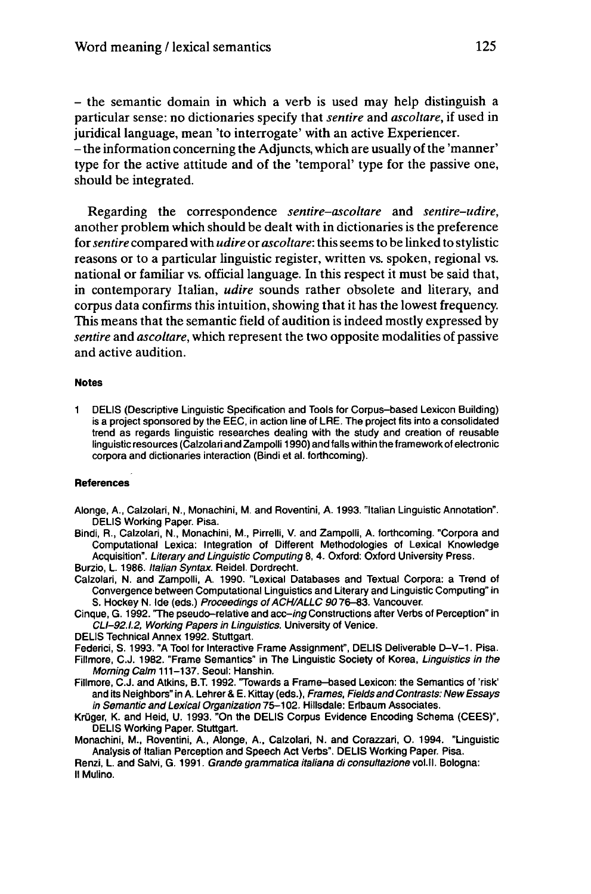– the semantic domain in which a verb is used may help distinguish a particular sense: no dictionaries specify that *sentire* and *ascoltare*, if used in juridical language, mean 'to interrogate' with an active Experiencer.
– the information concerning the Adjuncts, which are usually of the 'manner' type for the active attitude and of the 'temporal' type for the passive one, should be integrated.

Regarding the correspondence *sentire–ascoltare* and *sentire–udire*, another problem which should be dealt with in dictionaries is the preference for *sentire* compared with *udire* or *ascoltare*: this seems to be linked to stylistic reasons or to a particular linguistic register, written vs. spoken, regional vs. national or familiar vs. official language. In this respect it must be said that, in contemporary Italian, *udire* sounds rather obsolete and literary, and corpus data confirms this intuition, showing that it has the lowest frequency. This means that the semantic field of audition is indeed mostly expressed by *sentire* and *ascoltare*, which represent the two opposite modalities of passive and active audition.

#### Notes

1 DELIS (Descriptive Linguistic Specification and Tools for Corpus–based Lexicon Building) is a project sponsored by the EEC, in action line of LRE. The project fits into a consolidated trend as regards linguistic researches dealing with the study and creation of reusable linguistic resources (Calzolari and Zampolli 1990) and falls within the framework of electronic corpora and dictionaries interaction (Bindi et al. forthcoming).

#### References

Alonge, A., Calzolari, N., Monachini, M. and Roventini, A. 1993. "Italian Linguistic Annotation". DELIS Working Paper. Pisa.

Bindi, R., Calzolari, N., Monachini, M., Pirrelli, V. and Zampolli, A. forthcoming. "Corpora and Computational Lexica: Integration of Different Methodologies of Lexical Knowledge Acquisition". *Literary and Linguistic Computing* 8, 4. Oxford: Oxford University Press.

Burzio, L. 1986. *Italian Syntax*. Reidel. Dordrecht.

Calzolari, N. and Zampolli, A. 1990. "Lexical Databases and Textual Corpora: a Trend of Convergence between Computational Linguistics and Literary and Linguistic Computing" in S. Hockey N. Ide (eds.) *Proceedings of ACH/ALLC 90* 76–83. Vancouver.

Cinque, G. 1992. "The pseudo–relative and acc–*ing* Constructions after Verbs of Perception" in *CLI–92.I.2, Working Papers in Linguistics*. University of Venice.

DELIS Technical Annex 1992. Stuttgart.

Federici, S. 1993. "A Tool for Interactive Frame Assignment", DELIS Deliverable D–V–1. Pisa.

Fillmore, C.J. 1982. "Frame Semantics" in The Linguistic Society of Korea, *Linguistics in the Morning Calm* 111–137. Seoul: Hanshin.

Fillmore, C.J. and Atkins, B.T. 1992. "Towards a Frame–based Lexicon: the Semantics of 'risk' and its Neighbors" in A. Lehrer & E. Kittay (eds.), *Frames, Fields and Contrasts: New Essays in Semantic and Lexical Organization* 75–102. Hillsdale: Erlbaum Associates.

Krüger, K. and Heid, U. 1993. "On the DELIS Corpus Evidence Encoding Schema (CEES)", DELIS Working Paper. Stuttgart.

Monachini, M., Roventini, A., Alonge, A., Calzolari, N. and Corazzari, O. 1994. "Linguistic Analysis of Italian Perception and Speech Act Verbs". DELIS Working Paper. Pisa.

Renzi, L. and Salvi, G. 1991. *Grande grammatica italiana di consultazione* vol.II. Bologna: Il Mulino.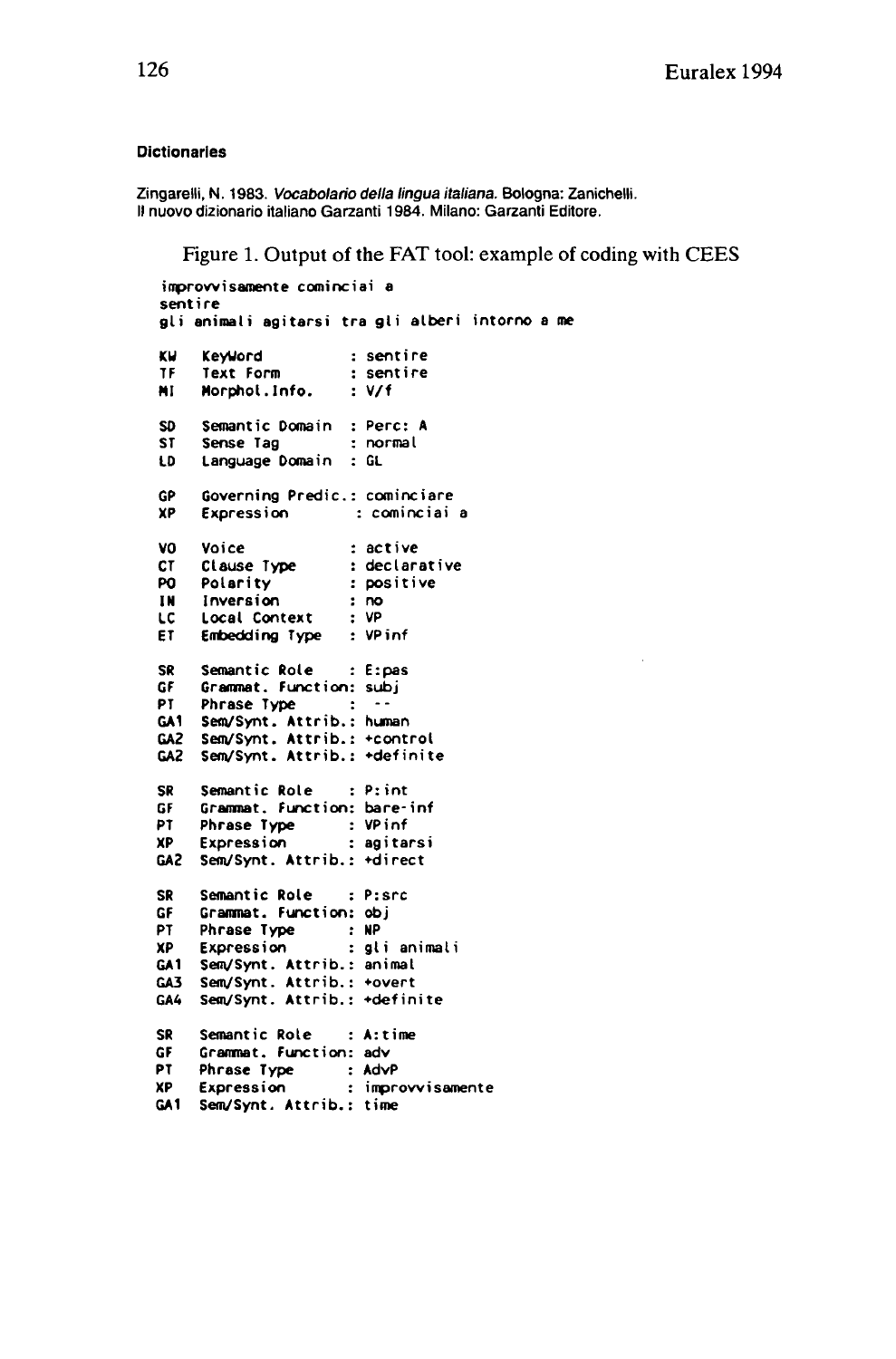#### Dictionaries

Zingarelli, N. 1983. *Vocabolario della lingua italiana*. Bologna: Zanichelli.
Il nuovo dizionario italiano Garzanti 1984. Milano: Garzanti Editore.

Figure 1. Output of the FAT tool: example of coding with CEES

```
improvvisamente cominciai a
sentire
gli animali agitarsi tra gli alberi intorno a me

KW   KeyWord            : sentire
TF   Text Form          : sentire
MI   Morphol.Info.      : V/f

SD   Semantic Domain    : Perc: A
ST   Sense Tag          : normal
LD   Language Domain    : GL

GP   Governing Predic.: cominciare
XP   Expression          : cominciai a

VO   Voice              : active
CT   Clause Type        : declarative
PO   Polarity           : positive
IN   Inversion          : no
LC   Local Context      : VP
ET   Embedding Type     : VPinf

SR   Semantic Role     : E:pas
GF   Grammat. Function: subj
PT   Phrase Type        : --
GA1  Sem/Synt. Attrib.: human
GA2  Sem/Synt. Attrib.: +control
GA2  Sem/Synt. Attrib.: +definite

SR   Semantic Role     : P:int
GF   Grammat. Function: bare-inf
PT   Phrase Type        : VPinf
XP   Expression         : agitarsi
GA2  Sem/Synt. Attrib.: +direct

SR   Semantic Role     : P:src
GF   Grammat. Function: obj
PT   Phrase Type        : NP
XP   Expression         : gli animali
GA1  Sem/Synt. Attrib.: animal
GA3  Sem/Synt. Attrib.: +overt
GA4  Sem/Synt. Attrib.: +definite

SR   Semantic Role     : A:time
GF   Grammat. Function: adv
PT   Phrase Type        : AdvP
XP   Expression         : improvvisamente
GA1  Sem/Synt. Attrib.: time
```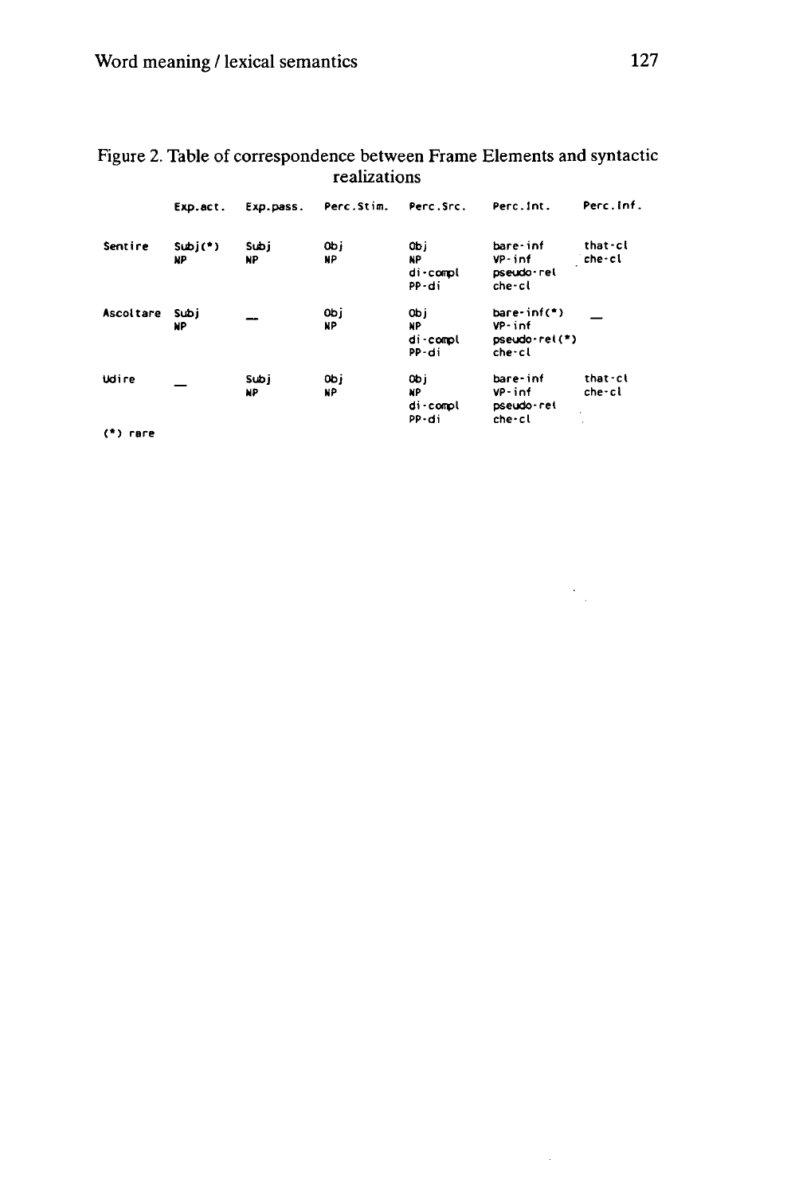Figure 2. Table of correspondence between Frame Elements and syntactic realizations

| | Exp.act. | Exp.pass. | Perc.Stim. | Perc.Src. | Perc.Int. | Perc.Inf. |
|---|---|---|---|---|---|---|
| Sentire | Subj(*) NP | Subj NP | Obj NP | Obj NP di-compl PP-di | bare-inf VP-inf pseudo-rel che-cl | that-cl che-cl |
| Ascoltare | Subj NP | — | Obj NP | Obj NP di-compl PP-di | bare-inf(*) VP-inf pseudo-rel(*) che-cl | — |
| Udire | — | Subj NP | Obj NP | Obj NP di-compl PP-di | bare-inf VP-inf pseudo-rel che-cl | that-cl che-cl |

(*) rare